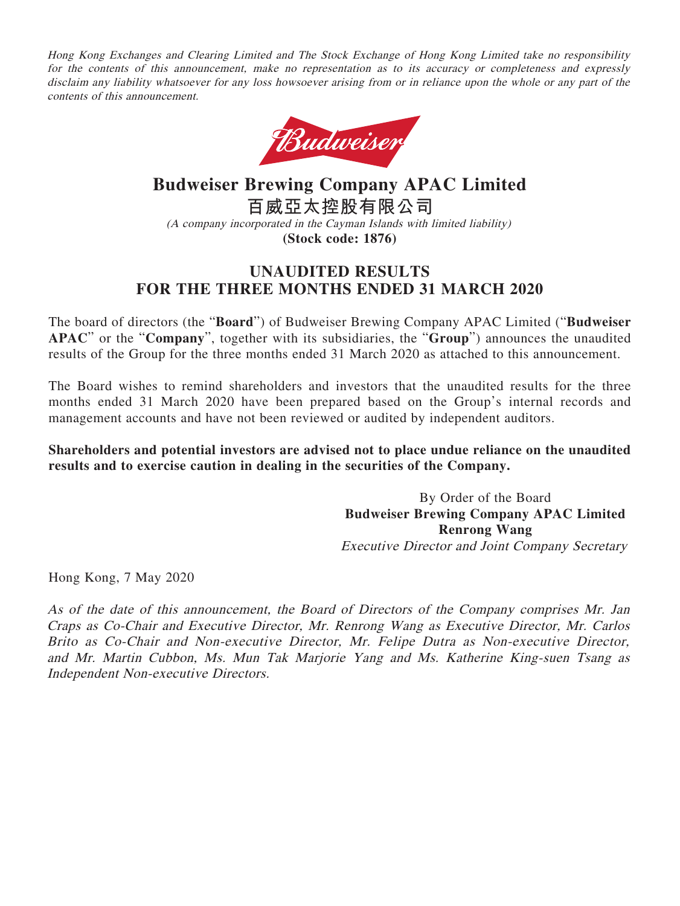*Hong Kong Exchanges and Clearing Limited and The Stock Exchange of Hong Kong Limited take no responsibility for the contents of this announcement, make no representation as to its accuracy or completeness and expressly disclaim any liability whatsoever for any loss howsoever arising from or in reliance upon the whole or any part of the contents of this announcement.*

# Budweiser Brewing Company APAC Limited
# 百威亞太控股有限公司

*(A company incorporated in the Cayman Islands with limited liability)*

**(Stock code: 1876)**

## UNAUDITED RESULTS FOR THE THREE MONTHS ENDED 31 MARCH 2020

The board of directors (the "**Board**") of Budweiser Brewing Company APAC Limited ("**Budweiser APAC**" or the "**Company**", together with its subsidiaries, the "**Group**") announces the unaudited results of the Group for the three months ended 31 March 2020 as attached to this announcement.

The Board wishes to remind shareholders and investors that the unaudited results for the three months ended 31 March 2020 have been prepared based on the Group's internal records and management accounts and have not been reviewed or audited by independent auditors.

**Shareholders and potential investors are advised not to place undue reliance on the unaudited results and to exercise caution in dealing in the securities of the Company.**

By Order of the Board
**Budweiser Brewing Company APAC Limited**
**Renrong Wang**
*Executive Director and Joint Company Secretary*

Hong Kong, 7 May 2020

*As of the date of this announcement, the Board of Directors of the Company comprises Mr. Jan Craps as Co-Chair and Executive Director, Mr. Renrong Wang as Executive Director, Mr. Carlos Brito as Co-Chair and Non-executive Director, Mr. Felipe Dutra as Non-executive Director, and Mr. Martin Cubbon, Ms. Mun Tak Marjorie Yang and Ms. Katherine King-suen Tsang as Independent Non-executive Directors.*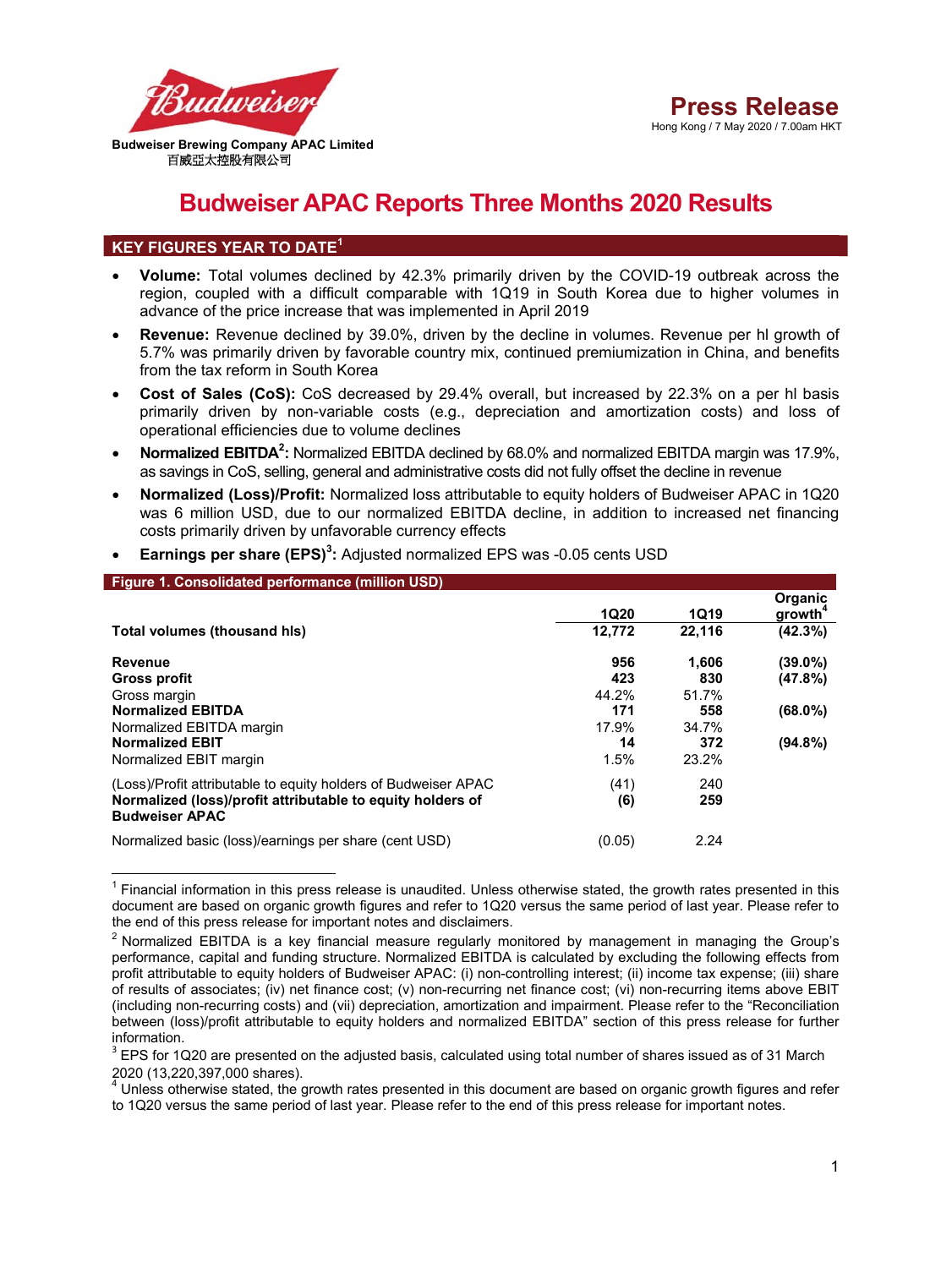Budweiser Brewing Company APAC Limited
百威亞太控股有限公司

# Press Release

Hong Kong / 7 May 2020 / 7.00am HKT

# Budweiser APAC Reports Three Months 2020 Results

## KEY FIGURES YEAR TO DATE[1]

- **Volume:** Total volumes declined by 42.3% primarily driven by the COVID-19 outbreak across the region, coupled with a difficult comparable with 1Q19 in South Korea due to higher volumes in advance of the price increase that was implemented in April 2019
- **Revenue:** Revenue declined by 39.0%, driven by the decline in volumes. Revenue per hl growth of 5.7% was primarily driven by favorable country mix, continued premiumization in China, and benefits from the tax reform in South Korea
- **Cost of Sales (CoS):** CoS decreased by 29.4% overall, but increased by 22.3% on a per hl basis primarily driven by non-variable costs (e.g., depreciation and amortization costs) and loss of operational efficiencies due to volume declines
- **Normalized EBITDA[2]:** Normalized EBITDA declined by 68.0% and normalized EBITDA margin was 17.9%, as savings in CoS, selling, general and administrative costs did not fully offset the decline in revenue
- **Normalized (Loss)/Profit:** Normalized loss attributable to equity holders of Budweiser APAC in 1Q20 was 6 million USD, due to our normalized EBITDA decline, in addition to increased net financing costs primarily driven by unfavorable currency effects
- **Earnings per share (EPS)[3]:** Adjusted normalized EPS was -0.05 cents USD

**Figure 1. Consolidated performance (million USD)**

| | 1Q20 | 1Q19 | Organic growth[4] |
|---|---|---|---|
| **Total volumes (thousand hls)** | **12,772** | **22,116** | **(42.3%)** |
| **Revenue** | **956** | **1,606** | **(39.0%)** |
| **Gross profit** | **423** | **830** | **(47.8%)** |
| Gross margin | 44.2% | 51.7% | |
| **Normalized EBITDA** | **171** | **558** | **(68.0%)** |
| Normalized EBITDA margin | 17.9% | 34.7% | |
| **Normalized EBIT** | **14** | **372** | **(94.8%)** |
| Normalized EBIT margin | 1.5% | 23.2% | |
| (Loss)/Profit attributable to equity holders of Budweiser APAC | (41) | 240 | |
| **Normalized (loss)/profit attributable to equity holders of Budweiser APAC** | **(6)** | **259** | |
| Normalized basic (loss)/earnings per share (cent USD) | (0.05) | 2.24 | |

[1] Financial information in this press release is unaudited. Unless otherwise stated, the growth rates presented in this document are based on organic growth figures and refer to 1Q20 versus the same period of last year. Please refer to the end of this press release for important notes and disclaimers.

[2] Normalized EBITDA is a key financial measure regularly monitored by management in managing the Group's performance, capital and funding structure. Normalized EBITDA is calculated by excluding the following effects from profit attributable to equity holders of Budweiser APAC: (i) non-controlling interest; (ii) income tax expense; (iii) share of results of associates; (iv) net finance cost; (v) non-recurring net finance cost; (vi) non-recurring items above EBIT (including non-recurring costs) and (vii) depreciation, amortization and impairment. Please refer to the "Reconciliation between (loss)/profit attributable to equity holders and normalized EBITDA" section of this press release for further information.

[3] EPS for 1Q20 are presented on the adjusted basis, calculated using total number of shares issued as of 31 March 2020 (13,220,397,000 shares).

[4] Unless otherwise stated, the growth rates presented in this document are based on organic growth figures and refer to 1Q20 versus the same period of last year. Please refer to the end of this press release for important notes.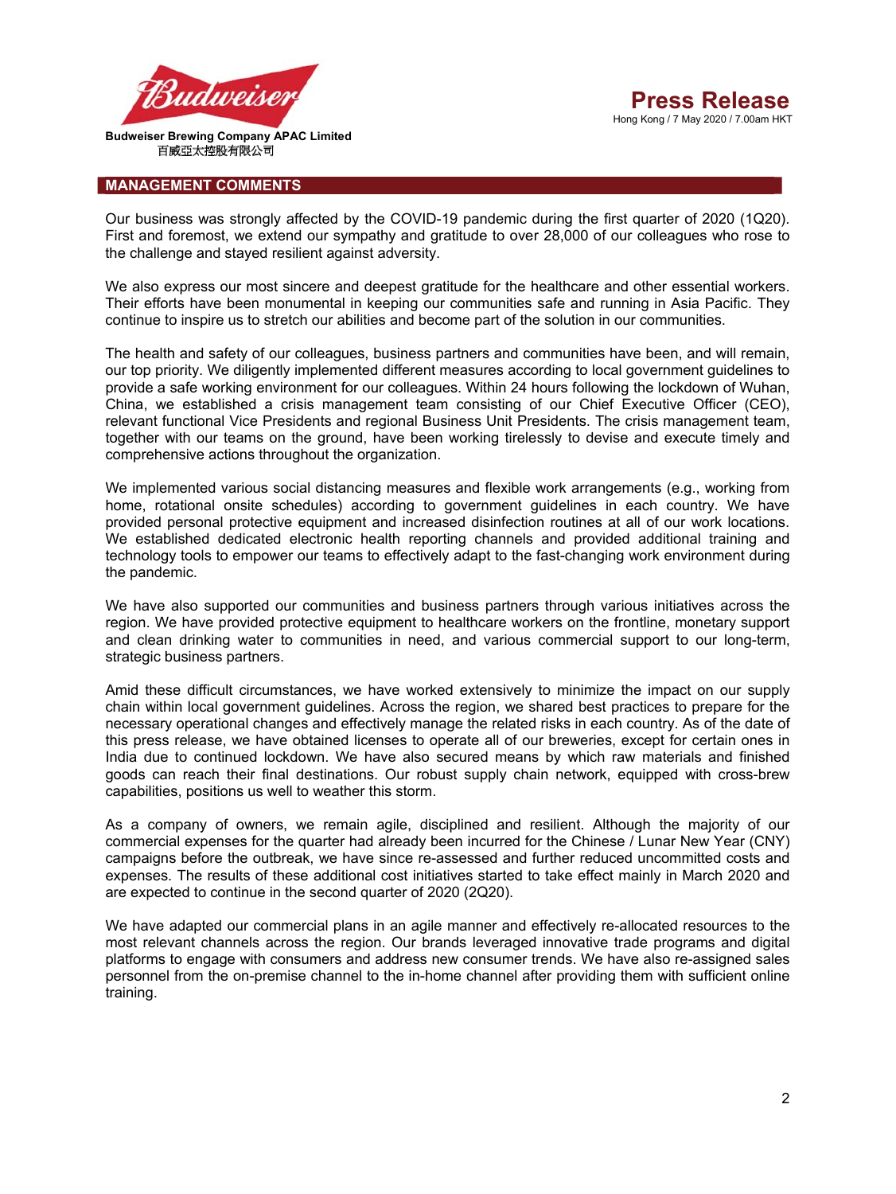## MANAGEMENT COMMENTS

Our business was strongly affected by the COVID-19 pandemic during the first quarter of 2020 (1Q20). First and foremost, we extend our sympathy and gratitude to over 28,000 of our colleagues who rose to the challenge and stayed resilient against adversity.

We also express our most sincere and deepest gratitude for the healthcare and other essential workers. Their efforts have been monumental in keeping our communities safe and running in Asia Pacific. They continue to inspire us to stretch our abilities and become part of the solution in our communities.

The health and safety of our colleagues, business partners and communities have been, and will remain, our top priority. We diligently implemented different measures according to local government guidelines to provide a safe working environment for our colleagues. Within 24 hours following the lockdown of Wuhan, China, we established a crisis management team consisting of our Chief Executive Officer (CEO), relevant functional Vice Presidents and regional Business Unit Presidents. The crisis management team, together with our teams on the ground, have been working tirelessly to devise and execute timely and comprehensive actions throughout the organization.

We implemented various social distancing measures and flexible work arrangements (e.g., working from home, rotational onsite schedules) according to government guidelines in each country. We have provided personal protective equipment and increased disinfection routines at all of our work locations. We established dedicated electronic health reporting channels and provided additional training and technology tools to empower our teams to effectively adapt to the fast-changing work environment during the pandemic.

We have also supported our communities and business partners through various initiatives across the region. We have provided protective equipment to healthcare workers on the frontline, monetary support and clean drinking water to communities in need, and various commercial support to our long-term, strategic business partners.

Amid these difficult circumstances, we have worked extensively to minimize the impact on our supply chain within local government guidelines. Across the region, we shared best practices to prepare for the necessary operational changes and effectively manage the related risks in each country. As of the date of this press release, we have obtained licenses to operate all of our breweries, except for certain ones in India due to continued lockdown. We have also secured means by which raw materials and finished goods can reach their final destinations. Our robust supply chain network, equipped with cross-brew capabilities, positions us well to weather this storm.

As a company of owners, we remain agile, disciplined and resilient. Although the majority of our commercial expenses for the quarter had already been incurred for the Chinese / Lunar New Year (CNY) campaigns before the outbreak, we have since re-assessed and further reduced uncommitted costs and expenses. The results of these additional cost initiatives started to take effect mainly in March 2020 and are expected to continue in the second quarter of 2020 (2Q20).

We have adapted our commercial plans in an agile manner and effectively re-allocated resources to the most relevant channels across the region. Our brands leveraged innovative trade programs and digital platforms to engage with consumers and address new consumer trends. We have also re-assigned sales personnel from the on-premise channel to the in-home channel after providing them with sufficient online training.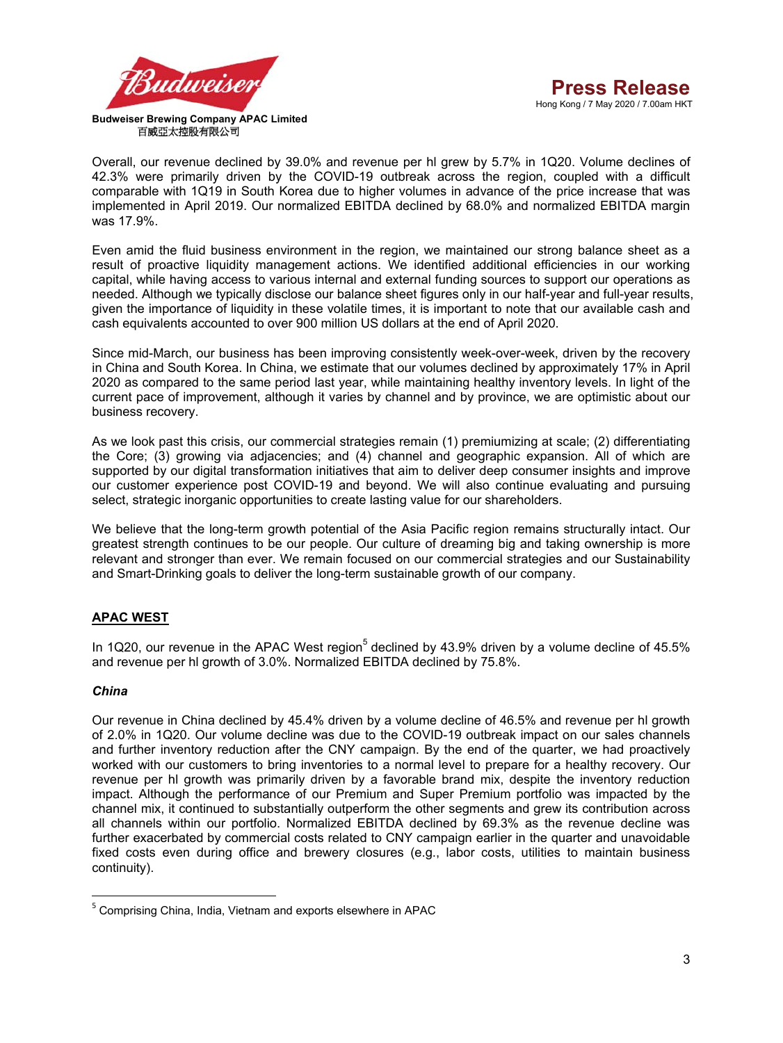Overall, our revenue declined by 39.0% and revenue per hl grew by 5.7% in 1Q20. Volume declines of 42.3% were primarily driven by the COVID-19 outbreak across the region, coupled with a difficult comparable with 1Q19 in South Korea due to higher volumes in advance of the price increase that was implemented in April 2019. Our normalized EBITDA declined by 68.0% and normalized EBITDA margin was 17.9%.

Even amid the fluid business environment in the region, we maintained our strong balance sheet as a result of proactive liquidity management actions. We identified additional efficiencies in our working capital, while having access to various internal and external funding sources to support our operations as needed. Although we typically disclose our balance sheet figures only in our half-year and full-year results, given the importance of liquidity in these volatile times, it is important to note that our available cash and cash equivalents accounted to over 900 million US dollars at the end of April 2020.

Since mid-March, our business has been improving consistently week-over-week, driven by the recovery in China and South Korea. In China, we estimate that our volumes declined by approximately 17% in April 2020 as compared to the same period last year, while maintaining healthy inventory levels. In light of the current pace of improvement, although it varies by channel and by province, we are optimistic about our business recovery.

As we look past this crisis, our commercial strategies remain (1) premiumizing at scale; (2) differentiating the Core; (3) growing via adjacencies; and (4) channel and geographic expansion. All of which are supported by our digital transformation initiatives that aim to deliver deep consumer insights and improve our customer experience post COVID-19 and beyond. We will also continue evaluating and pursuing select, strategic inorganic opportunities to create lasting value for our shareholders.

We believe that the long-term growth potential of the Asia Pacific region remains structurally intact. Our greatest strength continues to be our people. Our culture of dreaming big and taking ownership is more relevant and stronger than ever. We remain focused on our commercial strategies and our Sustainability and Smart-Drinking goals to deliver the long-term sustainable growth of our company.

## APAC WEST

In 1Q20, our revenue in the APAC West region[5] declined by 43.9% driven by a volume decline of 45.5% and revenue per hl growth of 3.0%. Normalized EBITDA declined by 75.8%.

### *China*

Our revenue in China declined by 45.4% driven by a volume decline of 46.5% and revenue per hl growth of 2.0% in 1Q20. Our volume decline was due to the COVID-19 outbreak impact on our sales channels and further inventory reduction after the CNY campaign. By the end of the quarter, we had proactively worked with our customers to bring inventories to a normal level to prepare for a healthy recovery. Our revenue per hl growth was primarily driven by a favorable brand mix, despite the inventory reduction impact. Although the performance of our Premium and Super Premium portfolio was impacted by the channel mix, it continued to substantially outperform the other segments and grew its contribution across all channels within our portfolio. Normalized EBITDA declined by 69.3% as the revenue decline was further exacerbated by commercial costs related to CNY campaign earlier in the quarter and unavoidable fixed costs even during office and brewery closures (e.g., labor costs, utilities to maintain business continuity).

[5] Comprising China, India, Vietnam and exports elsewhere in APAC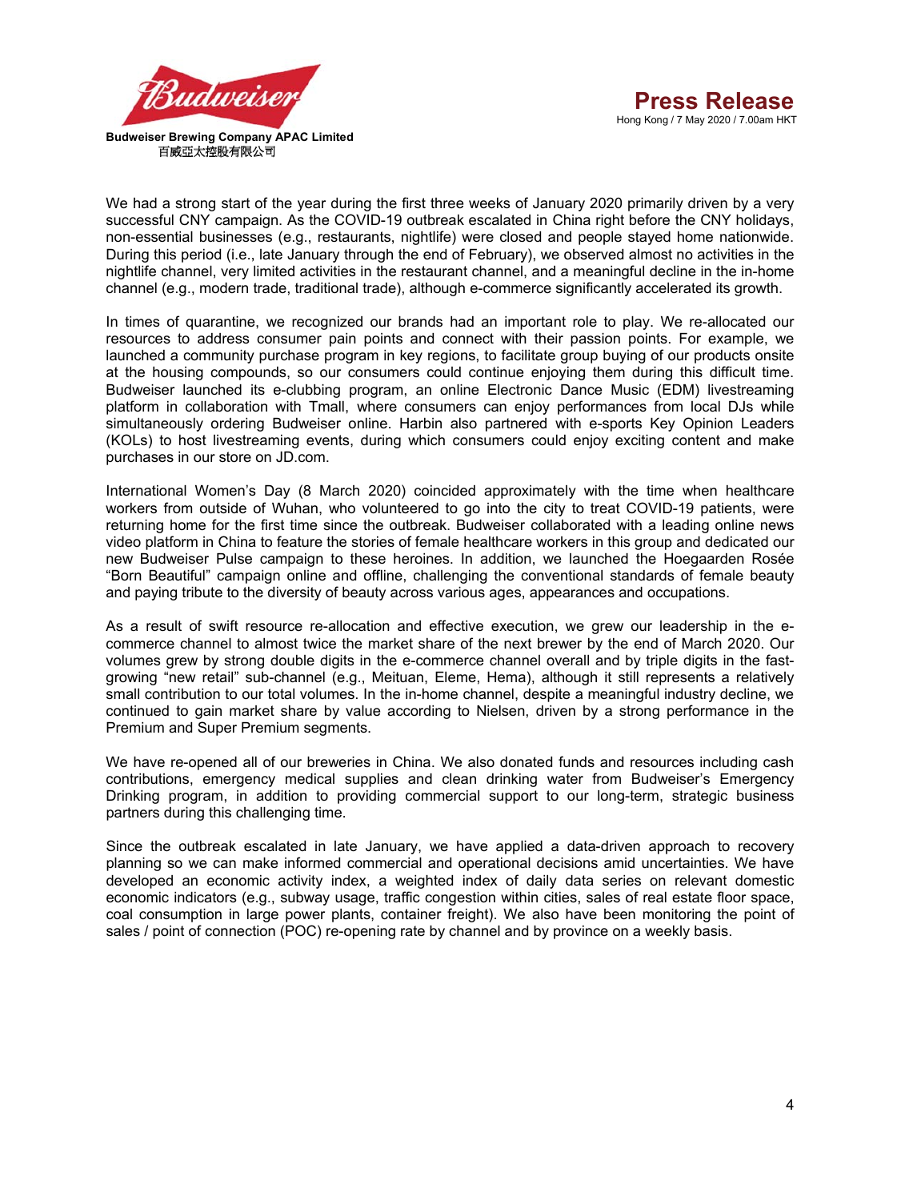We had a strong start of the year during the first three weeks of January 2020 primarily driven by a very successful CNY campaign. As the COVID-19 outbreak escalated in China right before the CNY holidays, non-essential businesses (e.g., restaurants, nightlife) were closed and people stayed home nationwide. During this period (i.e., late January through the end of February), we observed almost no activities in the nightlife channel, very limited activities in the restaurant channel, and a meaningful decline in the in-home channel (e.g., modern trade, traditional trade), although e-commerce significantly accelerated its growth.

In times of quarantine, we recognized our brands had an important role to play. We re-allocated our resources to address consumer pain points and connect with their passion points. For example, we launched a community purchase program in key regions, to facilitate group buying of our products onsite at the housing compounds, so our consumers could continue enjoying them during this difficult time. Budweiser launched its e-clubbing program, an online Electronic Dance Music (EDM) livestreaming platform in collaboration with Tmall, where consumers can enjoy performances from local DJs while simultaneously ordering Budweiser online. Harbin also partnered with e-sports Key Opinion Leaders (KOLs) to host livestreaming events, during which consumers could enjoy exciting content and make purchases in our store on JD.com.

International Women's Day (8 March 2020) coincided approximately with the time when healthcare workers from outside of Wuhan, who volunteered to go into the city to treat COVID-19 patients, were returning home for the first time since the outbreak. Budweiser collaborated with a leading online news video platform in China to feature the stories of female healthcare workers in this group and dedicated our new Budweiser Pulse campaign to these heroines. In addition, we launched the Hoegaarden Rosée "Born Beautiful" campaign online and offline, challenging the conventional standards of female beauty and paying tribute to the diversity of beauty across various ages, appearances and occupations.

As a result of swift resource re-allocation and effective execution, we grew our leadership in the e-commerce channel to almost twice the market share of the next brewer by the end of March 2020. Our volumes grew by strong double digits in the e-commerce channel overall and by triple digits in the fast-growing "new retail" sub-channel (e.g., Meituan, Eleme, Hema), although it still represents a relatively small contribution to our total volumes. In the in-home channel, despite a meaningful industry decline, we continued to gain market share by value according to Nielsen, driven by a strong performance in the Premium and Super Premium segments.

We have re-opened all of our breweries in China. We also donated funds and resources including cash contributions, emergency medical supplies and clean drinking water from Budweiser's Emergency Drinking program, in addition to providing commercial support to our long-term, strategic business partners during this challenging time.

Since the outbreak escalated in late January, we have applied a data-driven approach to recovery planning so we can make informed commercial and operational decisions amid uncertainties. We have developed an economic activity index, a weighted index of daily data series on relevant domestic economic indicators (e.g., subway usage, traffic congestion within cities, sales of real estate floor space, coal consumption in large power plants, container freight). We also have been monitoring the point of sales / point of connection (POC) re-opening rate by channel and by province on a weekly basis.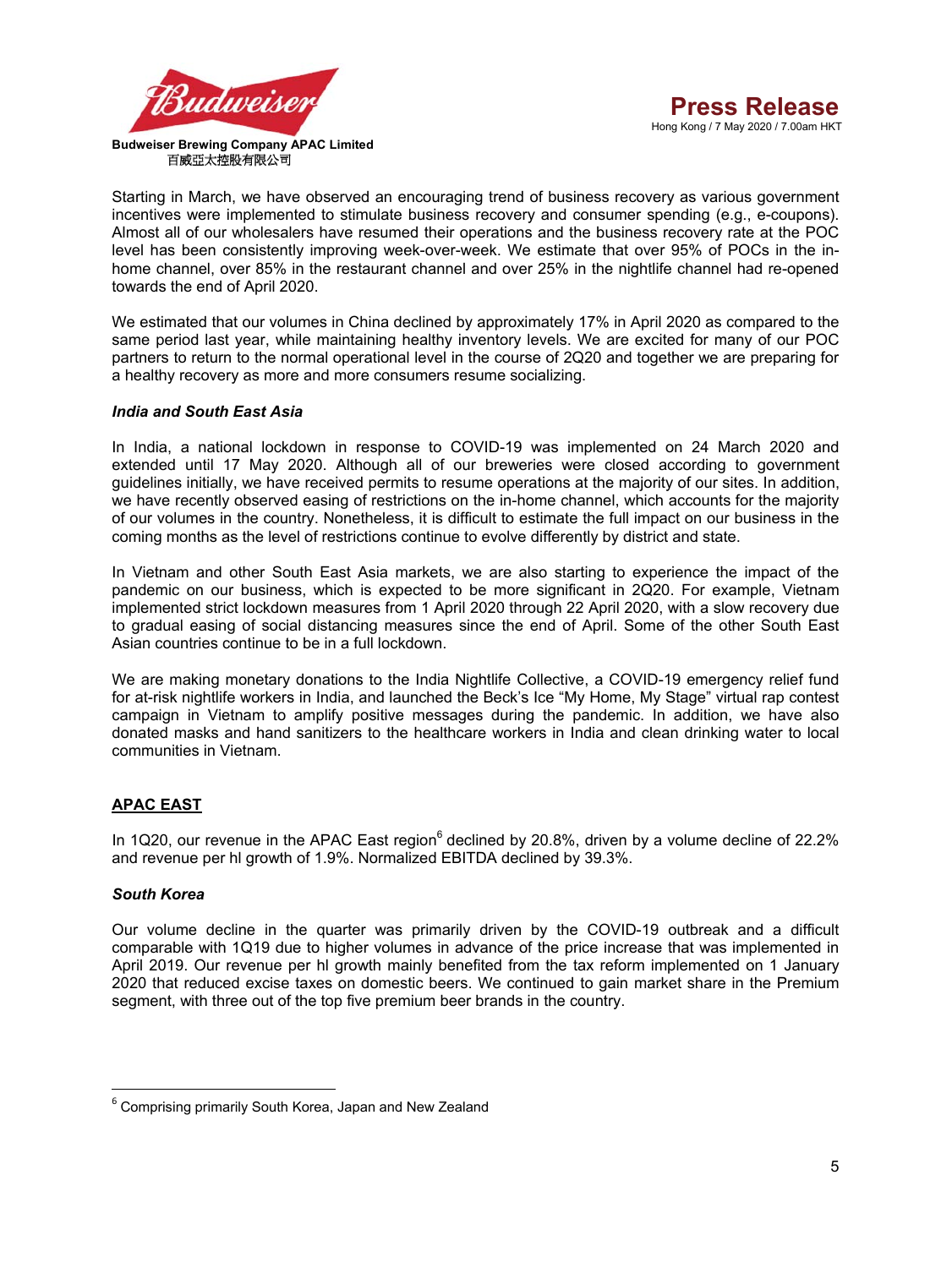Starting in March, we have observed an encouraging trend of business recovery as various government incentives were implemented to stimulate business recovery and consumer spending (e.g., e-coupons). Almost all of our wholesalers have resumed their operations and the business recovery rate at the POC level has been consistently improving week-over-week. We estimate that over 95% of POCs in the in-home channel, over 85% in the restaurant channel and over 25% in the nightlife channel had re-opened towards the end of April 2020.

We estimated that our volumes in China declined by approximately 17% in April 2020 as compared to the same period last year, while maintaining healthy inventory levels. We are excited for many of our POC partners to return to the normal operational level in the course of 2Q20 and together we are preparing for a healthy recovery as more and more consumers resume socializing.

***India and South East Asia***

In India, a national lockdown in response to COVID-19 was implemented on 24 March 2020 and extended until 17 May 2020. Although all of our breweries were closed according to government guidelines initially, we have received permits to resume operations at the majority of our sites. In addition, we have recently observed easing of restrictions on the in-home channel, which accounts for the majority of our volumes in the country. Nonetheless, it is difficult to estimate the full impact on our business in the coming months as the level of restrictions continue to evolve differently by district and state.

In Vietnam and other South East Asia markets, we are also starting to experience the impact of the pandemic on our business, which is expected to be more significant in 2Q20. For example, Vietnam implemented strict lockdown measures from 1 April 2020 through 22 April 2020, with a slow recovery due to gradual easing of social distancing measures since the end of April. Some of the other South East Asian countries continue to be in a full lockdown.

We are making monetary donations to the India Nightlife Collective, a COVID-19 emergency relief fund for at-risk nightlife workers in India, and launched the Beck's Ice "My Home, My Stage" virtual rap contest campaign in Vietnam to amplify positive messages during the pandemic. In addition, we have also donated masks and hand sanitizers to the healthcare workers in India and clean drinking water to local communities in Vietnam.

## APAC EAST

In 1Q20, our revenue in the APAC East region[6] declined by 20.8%, driven by a volume decline of 22.2% and revenue per hl growth of 1.9%. Normalized EBITDA declined by 39.3%.

***South Korea***

Our volume decline in the quarter was primarily driven by the COVID-19 outbreak and a difficult comparable with 1Q19 due to higher volumes in advance of the price increase that was implemented in April 2019. Our revenue per hl growth mainly benefited from the tax reform implemented on 1 January 2020 that reduced excise taxes on domestic beers. We continued to gain market share in the Premium segment, with three out of the top five premium beer brands in the country.

[6] Comprising primarily South Korea, Japan and New Zealand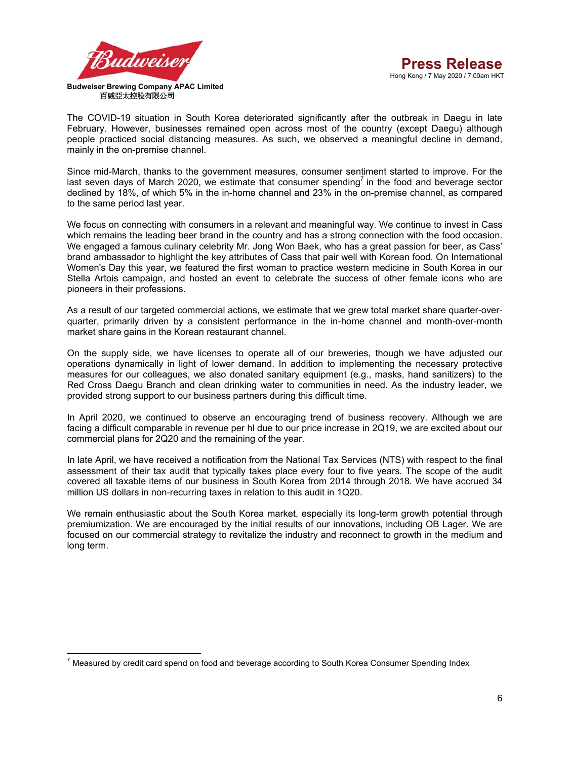The COVID-19 situation in South Korea deteriorated significantly after the outbreak in Daegu in late February. However, businesses remained open across most of the country (except Daegu) although people practiced social distancing measures. As such, we observed a meaningful decline in demand, mainly in the on-premise channel.

Since mid-March, thanks to the government measures, consumer sentiment started to improve. For the last seven days of March 2020, we estimate that consumer spending[7] in the food and beverage sector declined by 18%, of which 5% in the in-home channel and 23% in the on-premise channel, as compared to the same period last year.

We focus on connecting with consumers in a relevant and meaningful way. We continue to invest in Cass which remains the leading beer brand in the country and has a strong connection with the food occasion. We engaged a famous culinary celebrity Mr. Jong Won Baek, who has a great passion for beer, as Cass' brand ambassador to highlight the key attributes of Cass that pair well with Korean food. On International Women's Day this year, we featured the first woman to practice western medicine in South Korea in our Stella Artois campaign, and hosted an event to celebrate the success of other female icons who are pioneers in their professions.

As a result of our targeted commercial actions, we estimate that we grew total market share quarter-over-quarter, primarily driven by a consistent performance in the in-home channel and month-over-month market share gains in the Korean restaurant channel.

On the supply side, we have licenses to operate all of our breweries, though we have adjusted our operations dynamically in light of lower demand. In addition to implementing the necessary protective measures for our colleagues, we also donated sanitary equipment (e.g., masks, hand sanitizers) to the Red Cross Daegu Branch and clean drinking water to communities in need. As the industry leader, we provided strong support to our business partners during this difficult time.

In April 2020, we continued to observe an encouraging trend of business recovery. Although we are facing a difficult comparable in revenue per hl due to our price increase in 2Q19, we are excited about our commercial plans for 2Q20 and the remaining of the year.

In late April, we have received a notification from the National Tax Services (NTS) with respect to the final assessment of their tax audit that typically takes place every four to five years. The scope of the audit covered all taxable items of our business in South Korea from 2014 through 2018. We have accrued 34 million US dollars in non-recurring taxes in relation to this audit in 1Q20.

We remain enthusiastic about the South Korea market, especially its long-term growth potential through premiumization. We are encouraged by the initial results of our innovations, including OB Lager. We are focused on our commercial strategy to revitalize the industry and reconnect to growth in the medium and long term.

---

[7] Measured by credit card spend on food and beverage according to South Korea Consumer Spending Index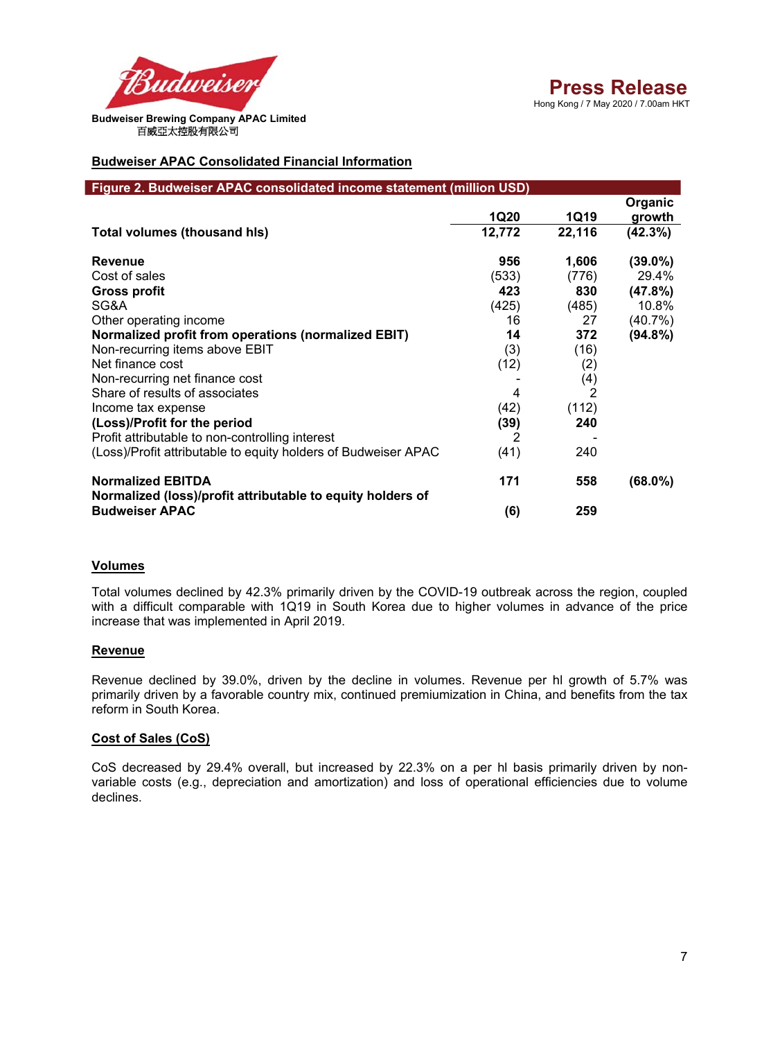Budweiser Brewing Company APAC Limited
百威亞太控股有限公司

**Press Release**
Hong Kong / 7 May 2020 / 7.00am HKT

## Budweiser APAC Consolidated Financial Information

**Figure 2. Budweiser APAC consolidated income statement (million USD)**

| | 1Q20 | 1Q19 | Organic growth |
|---|---|---|---|
| **Total volumes (thousand hls)** | **12,772** | **22,116** | **(42.3%)** |
| | | | |
| **Revenue** | **956** | **1,606** | **(39.0%)** |
| Cost of sales | (533) | (776) | 29.4% |
| **Gross profit** | **423** | **830** | **(47.8%)** |
| SG&A | (425) | (485) | 10.8% |
| Other operating income | 16 | 27 | (40.7%) |
| **Normalized profit from operations (normalized EBIT)** | **14** | **372** | **(94.8%)** |
| Non-recurring items above EBIT | (3) | (16) | |
| Net finance cost | (12) | (2) | |
| Non-recurring net finance cost | - | (4) | |
| Share of results of associates | 4 | 2 | |
| Income tax expense | (42) | (112) | |
| **(Loss)/Profit for the period** | **(39)** | **240** | |
| Profit attributable to non-controlling interest | 2 | - | |
| (Loss)/Profit attributable to equity holders of Budweiser APAC | (41) | 240 | |
| | | | |
| **Normalized EBITDA** | **171** | **558** | **(68.0%)** |
| **Normalized (loss)/profit attributable to equity holders of Budweiser APAC** | **(6)** | **259** | |

### Volumes

Total volumes declined by 42.3% primarily driven by the COVID-19 outbreak across the region, coupled with a difficult comparable with 1Q19 in South Korea due to higher volumes in advance of the price increase that was implemented in April 2019.

### Revenue

Revenue declined by 39.0%, driven by the decline in volumes. Revenue per hl growth of 5.7% was primarily driven by a favorable country mix, continued premiumization in China, and benefits from the tax reform in South Korea.

### Cost of Sales (CoS)

CoS decreased by 29.4% overall, but increased by 22.3% on a per hl basis primarily driven by non-variable costs (e.g., depreciation and amortization) and loss of operational efficiencies due to volume declines.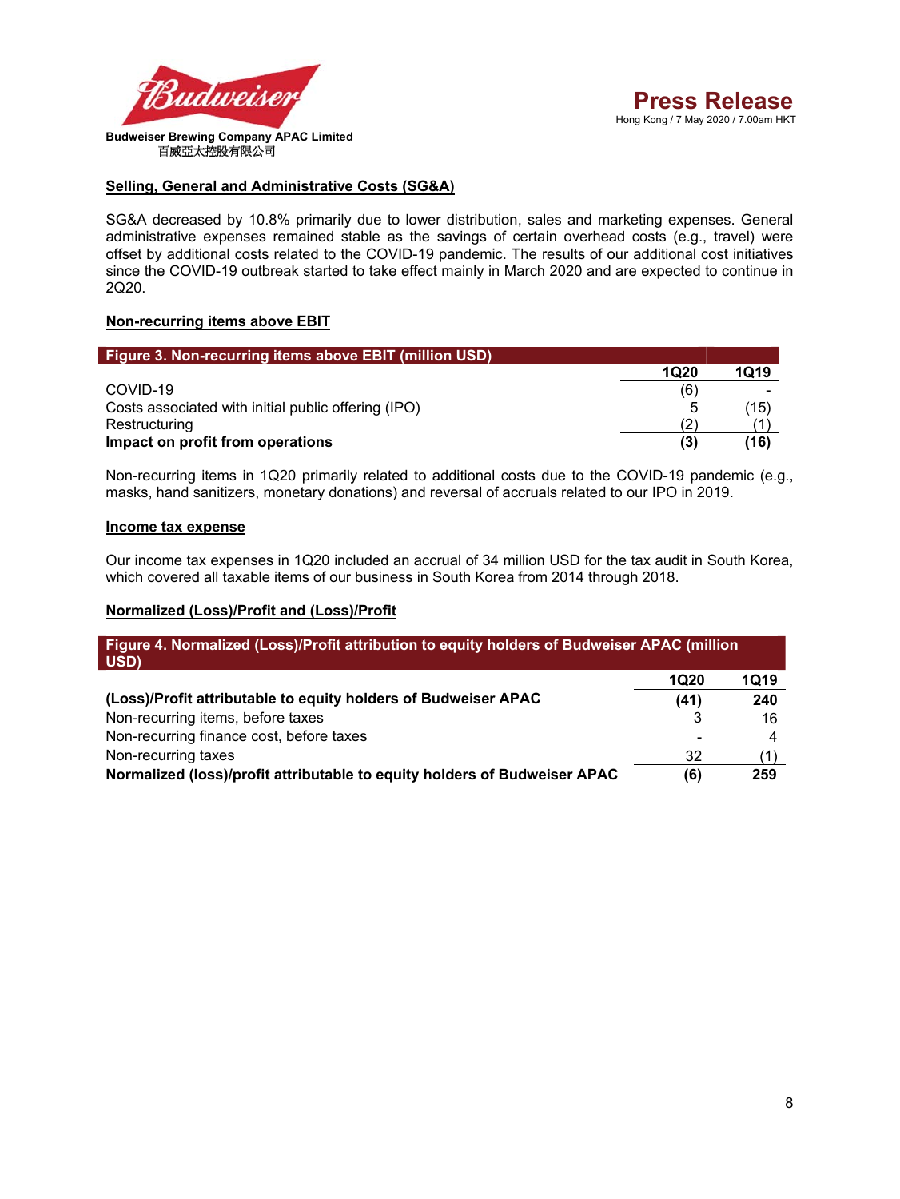## Selling, General and Administrative Costs (SG&A)

SG&A decreased by 10.8% primarily due to lower distribution, sales and marketing expenses. General administrative expenses remained stable as the savings of certain overhead costs (e.g., travel) were offset by additional costs related to the COVID-19 pandemic. The results of our additional cost initiatives since the COVID-19 outbreak started to take effect mainly in March 2020 and are expected to continue in 2Q20.

## Non-recurring items above EBIT

**Figure 3. Non-recurring items above EBIT (million USD)**

| | 1Q20 | 1Q19 |
|---|---|---|
| COVID-19 | (6) | - |
| Costs associated with initial public offering (IPO) | 5 | (15) |
| Restructuring | (2) | (1) |
| **Impact on profit from operations** | **(3)** | **(16)** |

Non-recurring items in 1Q20 primarily related to additional costs due to the COVID-19 pandemic (e.g., masks, hand sanitizers, monetary donations) and reversal of accruals related to our IPO in 2019.

## Income tax expense

Our income tax expenses in 1Q20 included an accrual of 34 million USD for the tax audit in South Korea, which covered all taxable items of our business in South Korea from 2014 through 2018.

## Normalized (Loss)/Profit and (Loss)/Profit

**Figure 4. Normalized (Loss)/Profit attribution to equity holders of Budweiser APAC (million USD)**

| | 1Q20 | 1Q19 |
|---|---|---|
| **(Loss)/Profit attributable to equity holders of Budweiser APAC** | **(41)** | **240** |
| Non-recurring items, before taxes | 3 | 16 |
| Non-recurring finance cost, before taxes | - | 4 |
| Non-recurring taxes | 32 | (1) |
| **Normalized (loss)/profit attributable to equity holders of Budweiser APAC** | **(6)** | **259** |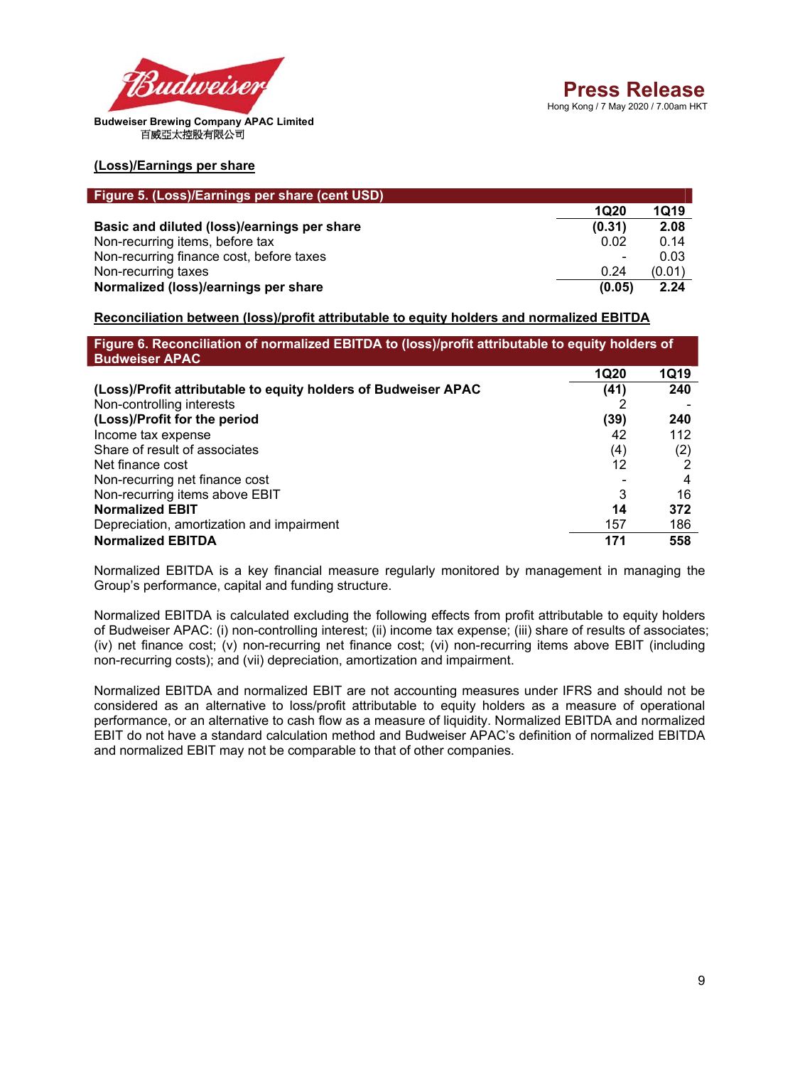**(Loss)/Earnings per share**

**Figure 5. (Loss)/Earnings per share (cent USD)**

| | 1Q20 | 1Q19 |
|---|---|---|
| **Basic and diluted (loss)/earnings per share** | **(0.31)** | **2.08** |
| Non-recurring items, before tax | 0.02 | 0.14 |
| Non-recurring finance cost, before taxes | - | 0.03 |
| Non-recurring taxes | 0.24 | (0.01) |
| **Normalized (loss)/earnings per share** | **(0.05)** | **2.24** |

**Reconciliation between (loss)/profit attributable to equity holders and normalized EBITDA**

**Figure 6. Reconciliation of normalized EBITDA to (loss)/profit attributable to equity holders of Budweiser APAC**

| | 1Q20 | 1Q19 |
|---|---|---|
| **(Loss)/Profit attributable to equity holders of Budweiser APAC** | **(41)** | **240** |
| Non-controlling interests | 2 | - |
| **(Loss)/Profit for the period** | **(39)** | **240** |
| Income tax expense | 42 | 112 |
| Share of result of associates | (4) | (2) |
| Net finance cost | 12 | 2 |
| Non-recurring net finance cost | - | 4 |
| Non-recurring items above EBIT | 3 | 16 |
| **Normalized EBIT** | **14** | **372** |
| Depreciation, amortization and impairment | 157 | 186 |
| **Normalized EBITDA** | **171** | **558** |

Normalized EBITDA is a key financial measure regularly monitored by management in managing the Group's performance, capital and funding structure.

Normalized EBITDA is calculated excluding the following effects from profit attributable to equity holders of Budweiser APAC: (i) non-controlling interest; (ii) income tax expense; (iii) share of results of associates; (iv) net finance cost; (v) non-recurring net finance cost; (vi) non-recurring items above EBIT (including non-recurring costs); and (vii) depreciation, amortization and impairment.

Normalized EBITDA and normalized EBIT are not accounting measures under IFRS and should not be considered as an alternative to loss/profit attributable to equity holders as a measure of operational performance, or an alternative to cash flow as a measure of liquidity. Normalized EBITDA and normalized EBIT do not have a standard calculation method and Budweiser APAC's definition of normalized EBITDA and normalized EBIT may not be comparable to that of other companies.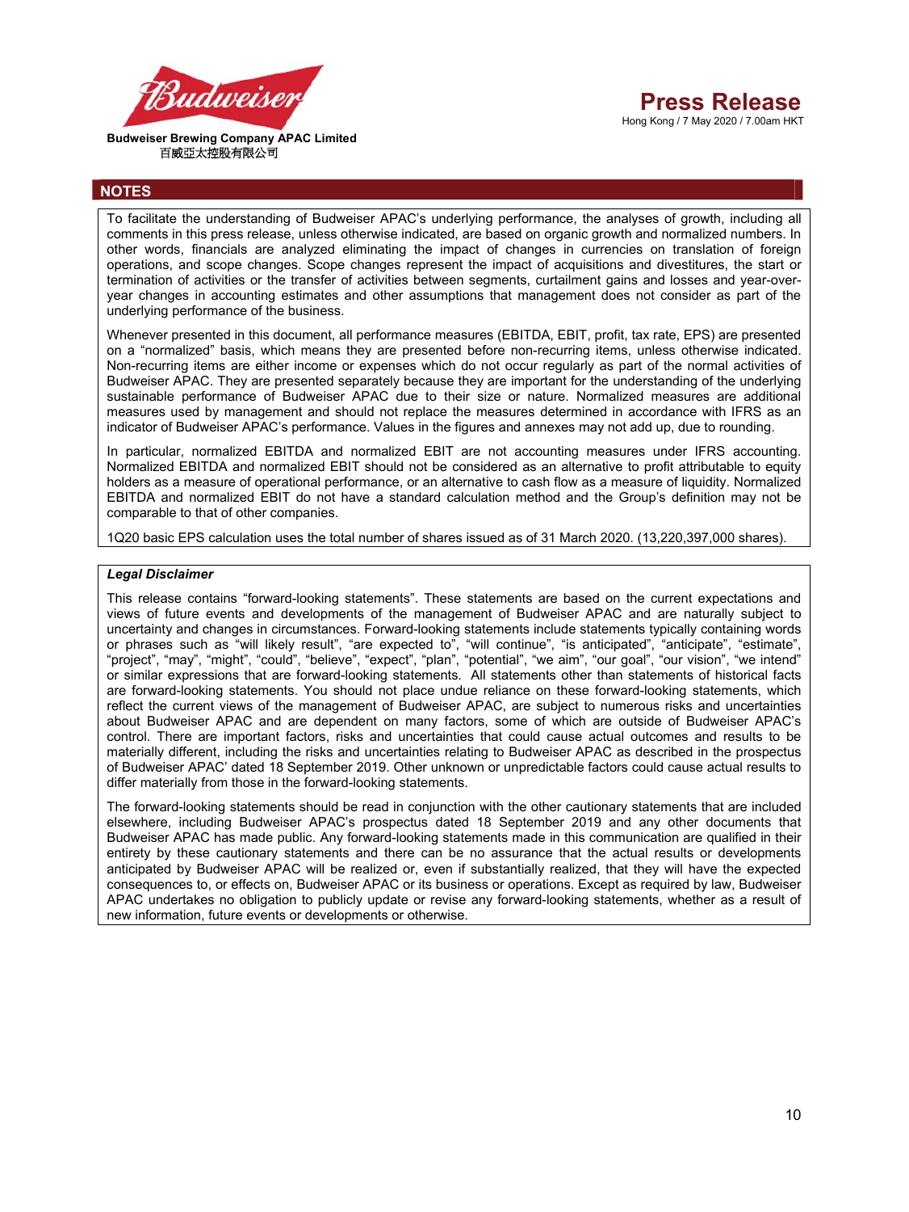## NOTES

To facilitate the understanding of Budweiser APAC's underlying performance, the analyses of growth, including all comments in this press release, unless otherwise indicated, are based on organic growth and normalized numbers. In other words, financials are analyzed eliminating the impact of changes in currencies on translation of foreign operations, and scope changes. Scope changes represent the impact of acquisitions and divestitures, the start or termination of activities or the transfer of activities between segments, curtailment gains and losses and year-over-year changes in accounting estimates and other assumptions that management does not consider as part of the underlying performance of the business.

Whenever presented in this document, all performance measures (EBITDA, EBIT, profit, tax rate, EPS) are presented on a "normalized" basis, which means they are presented before non-recurring items, unless otherwise indicated. Non-recurring items are either income or expenses which do not occur regularly as part of the normal activities of Budweiser APAC. They are presented separately because they are important for the understanding of the underlying sustainable performance of Budweiser APAC due to their size or nature. Normalized measures are additional measures used by management and should not replace the measures determined in accordance with IFRS as an indicator of Budweiser APAC's performance. Values in the figures and annexes may not add up, due to rounding.

In particular, normalized EBITDA and normalized EBIT are not accounting measures under IFRS accounting. Normalized EBITDA and normalized EBIT should not be considered as an alternative to profit attributable to equity holders as a measure of operational performance, or an alternative to cash flow as a measure of liquidity. Normalized EBITDA and normalized EBIT do not have a standard calculation method and the Group's definition may not be comparable to that of other companies.

1Q20 basic EPS calculation uses the total number of shares issued as of 31 March 2020. (13,220,397,000 shares).

***Legal Disclaimer***

This release contains "forward-looking statements". These statements are based on the current expectations and views of future events and developments of the management of Budweiser APAC and are naturally subject to uncertainty and changes in circumstances. Forward-looking statements include statements typically containing words or phrases such as "will likely result", "are expected to", "will continue", "is anticipated", "anticipate", "estimate", "project", "may", "might", "could", "believe", "expect", "plan", "potential", "we aim", "our goal", "our vision", "we intend" or similar expressions that are forward-looking statements. All statements other than statements of historical facts are forward-looking statements. You should not place undue reliance on these forward-looking statements, which reflect the current views of the management of Budweiser APAC, are subject to numerous risks and uncertainties about Budweiser APAC and are dependent on many factors, some of which are outside of Budweiser APAC's control. There are important factors, risks and uncertainties that could cause actual outcomes and results to be materially different, including the risks and uncertainties relating to Budweiser APAC as described in the prospectus of Budweiser APAC' dated 18 September 2019. Other unknown or unpredictable factors could cause actual results to differ materially from those in the forward-looking statements.

The forward-looking statements should be read in conjunction with the other cautionary statements that are included elsewhere, including Budweiser APAC's prospectus dated 18 September 2019 and any other documents that Budweiser APAC has made public. Any forward-looking statements made in this communication are qualified in their entirety by these cautionary statements and there can be no assurance that the actual results or developments anticipated by Budweiser APAC will be realized or, even if substantially realized, that they will have the expected consequences to, or effects on, Budweiser APAC or its business or operations. Except as required by law, Budweiser APAC undertakes no obligation to publicly update or revise any forward-looking statements, whether as a result of new information, future events or developments or otherwise.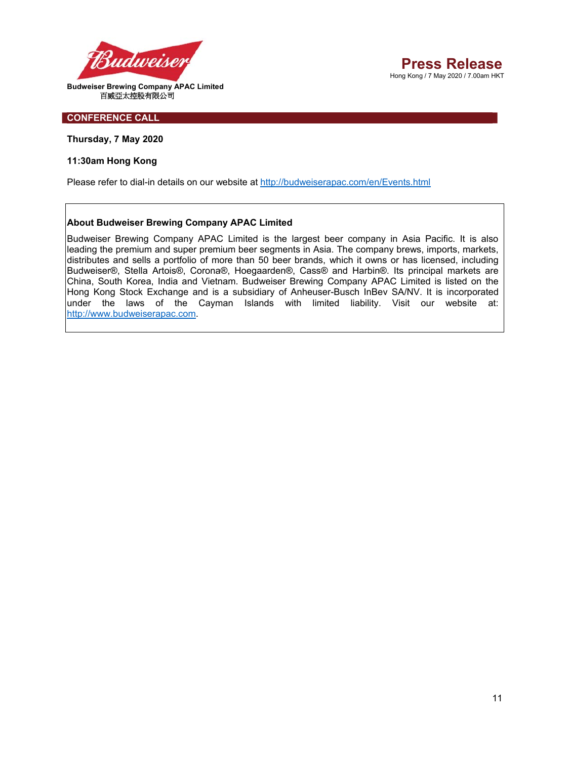Budweiser Brewing Company APAC Limited
百威亞太控股有限公司

# Press Release

Hong Kong / 7 May 2020 / 7.00am HKT

## CONFERENCE CALL

**Thursday, 7 May 2020**

**11:30am Hong Kong**

Please refer to dial-in details on our website at http://budweiserapac.com/en/Events.html

**About Budweiser Brewing Company APAC Limited**

Budweiser Brewing Company APAC Limited is the largest beer company in Asia Pacific. It is also leading the premium and super premium beer segments in Asia. The company brews, imports, markets, distributes and sells a portfolio of more than 50 beer brands, which it owns or has licensed, including Budweiser®, Stella Artois®, Corona®, Hoegaarden®, Cass® and Harbin®. Its principal markets are China, South Korea, India and Vietnam. Budweiser Brewing Company APAC Limited is listed on the Hong Kong Stock Exchange and is a subsidiary of Anheuser-Busch InBev SA/NV. It is incorporated under the laws of the Cayman Islands with limited liability. Visit our website at: http://www.budweiserapac.com.